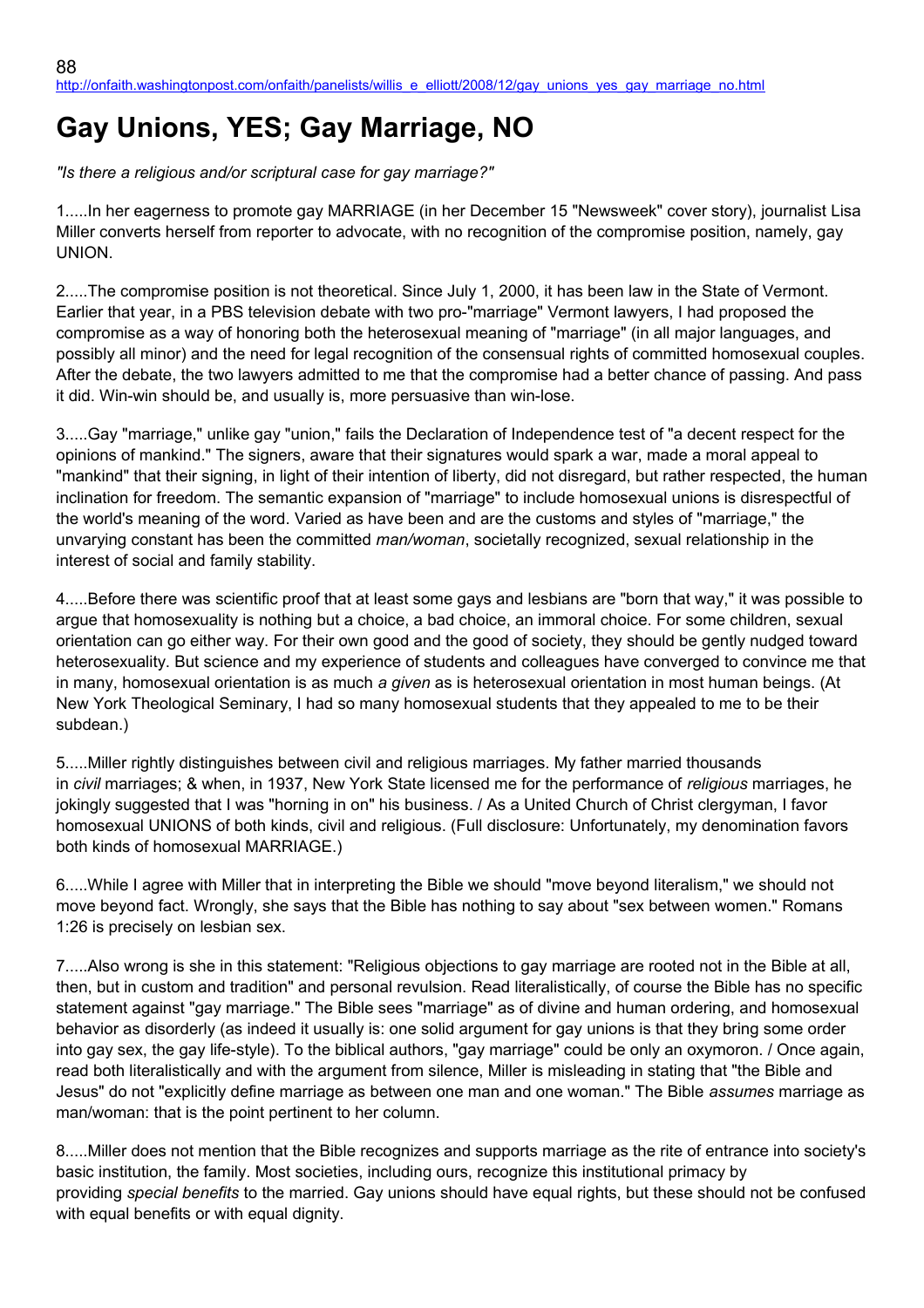http://onfaith.washingtonpost.com/onfaith/panelists/willis_e_elliott/2008/12/gay_unions_yes_gay_marriage_no.html

# Gay Unions, YES; Gay Marriage, NO

*"Is there a religious and/or scriptural case for gay marriage?"*

1.....In her eagerness to promote gay MARRIAGE (in her December 15 "Newsweek" cover story), journalist Lisa Miller converts herself from reporter to advocate, with no recognition of the compromise position, namely, gay UNION.

2.....The compromise position is not theoretical. Since July 1, 2000, it has been law in the State of Vermont. Earlier that year, in a PBS television debate with two pro-"marriage" Vermont lawyers, I had proposed the compromise as a way of honoring both the heterosexual meaning of "marriage" (in all major languages, and possibly all minor) and the need for legal recognition of the consensual rights of committed homosexual couples. After the debate, the two lawyers admitted to me that the compromise had a better chance of passing. And pass it did. Win-win should be, and usually is, more persuasive than win-lose.

3.....Gay "marriage," unlike gay "union," fails the Declaration of Independence test of "a decent respect for the opinions of mankind." The signers, aware that their signatures would spark a war, made a moral appeal to "mankind" that their signing, in light of their intention of liberty, did not disregard, but rather respected, the human inclination for freedom. The semantic expansion of "marriage" to include homosexual unions is disrespectful of the world's meaning of the word. Varied as have been and are the customs and styles of "marriage," the unvarying constant has been the committed *man/woman*, societally recognized, sexual relationship in the interest of social and family stability.

4.....Before there was scientific proof that at least some gays and lesbians are "born that way," it was possible to argue that homosexuality is nothing but a choice, a bad choice, an immoral choice. For some children, sexual orientation can go either way. For their own good and the good of society, they should be gently nudged toward heterosexuality. But science and my experience of students and colleagues have converged to convince me that in many, homosexual orientation is as much *a given* as is heterosexual orientation in most human beings. (At New York Theological Seminary, I had so many homosexual students that they appealed to me to be their subdean.)

5.....Miller rightly distinguishes between civil and religious marriages. My father married thousands in *civil* marriages; & when, in 1937, New York State licensed me for the performance of *religious* marriages, he jokingly suggested that I was "horning in on" his business. / As a United Church of Christ clergyman, I favor homosexual UNIONS of both kinds, civil and religious. (Full disclosure: Unfortunately, my denomination favors both kinds of homosexual MARRIAGE.)

6.....While I agree with Miller that in interpreting the Bible we should "move beyond literalism," we should not move beyond fact. Wrongly, she says that the Bible has nothing to say about "sex between women." Romans 1:26 is precisely on lesbian sex.

7.....Also wrong is she in this statement: "Religious objections to gay marriage are rooted not in the Bible at all, then, but in custom and tradition" and personal revulsion. Read literalistically, of course the Bible has no specific statement against "gay marriage." The Bible sees "marriage" as of divine and human ordering, and homosexual behavior as disorderly (as indeed it usually is: one solid argument for gay unions is that they bring some order into gay sex, the gay life-style). To the biblical authors, "gay marriage" could be only an oxymoron. / Once again, read both literalistically and with the argument from silence, Miller is misleading in stating that "the Bible and Jesus" do not "explicitly define marriage as between one man and one woman." The Bible *assumes* marriage as man/woman: that is the point pertinent to her column.

8.....Miller does not mention that the Bible recognizes and supports marriage as the rite of entrance into society's basic institution, the family. Most societies, including ours, recognize this institutional primacy by providing *special benefits* to the married. Gay unions should have equal rights, but these should not be confused with equal benefits or with equal dignity.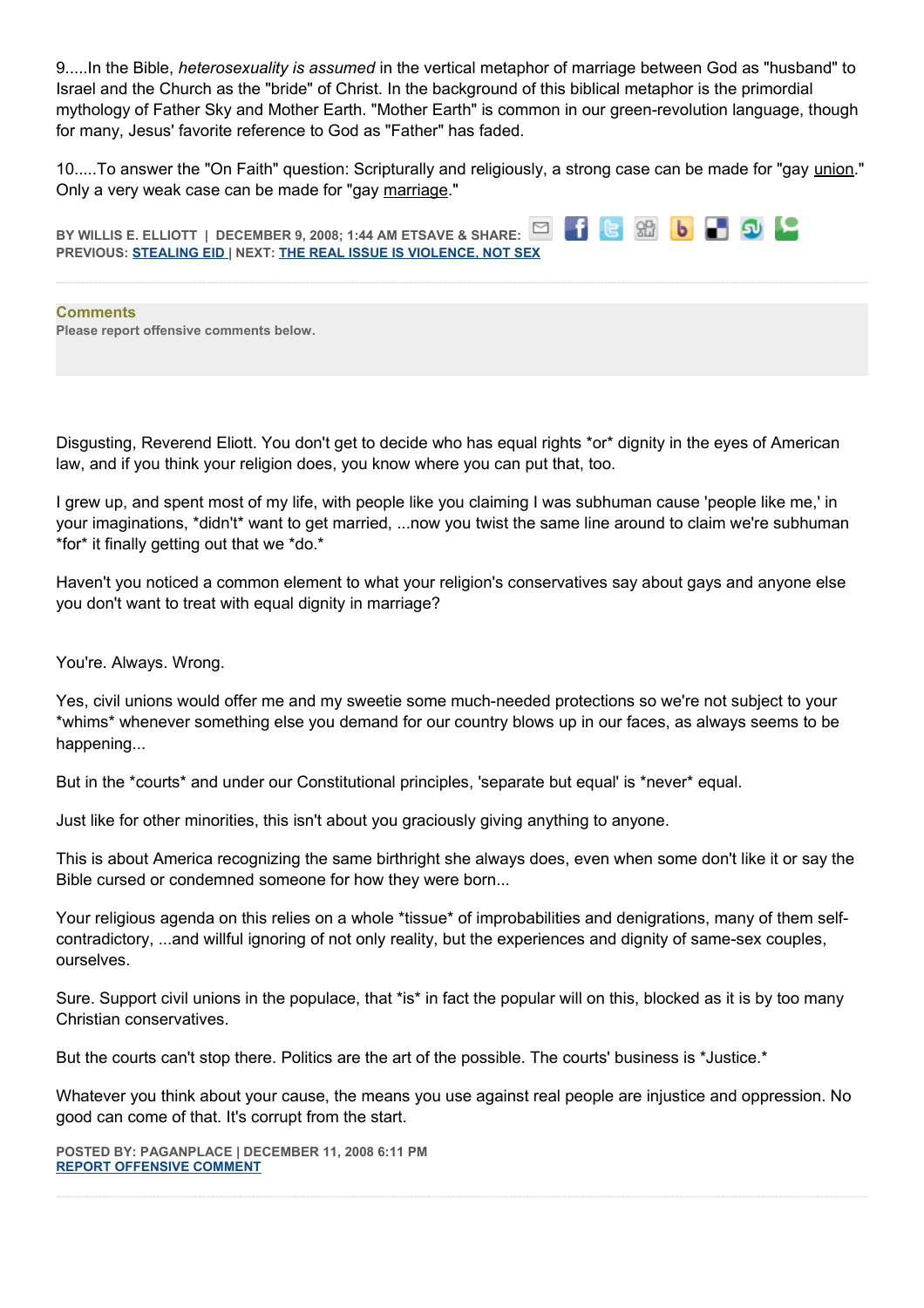9.....In the Bible, *heterosexuality is assumed* in the vertical metaphor of marriage between God as "husband" to Israel and the Church as the "bride" of Christ. In the background of this biblical metaphor is the primordial mythology of Father Sky and Mother Earth. "Mother Earth" is common in our green-revolution language, though for many, Jesus' favorite reference to God as "Father" has faded.

10.....To answer the "On Faith" question: Scripturally and religiously, a strong case can be made for "gay union." Only a very weak case can be made for "gay marriage."

**BY WILLIS E. ELLIOTT | DECEMBER 9, 2008; 1:44 AM ETSAVE & SHARE:**
**PREVIOUS: STEALING EID | NEXT: THE REAL ISSUE IS VIOLENCE, NOT SEX**

**Comments**
**Please report offensive comments below.**

Disgusting, Reverend Eliott. You don't get to decide who has equal rights *or* dignity in the eyes of American law, and if you think your religion does, you know where you can put that, too.

I grew up, and spent most of my life, with people like you claiming I was subhuman cause 'people like me,' in your imaginations, *didn't* want to get married, ...now you twist the same line around to claim we're subhuman *for* it finally getting out that we *do.*

Haven't you noticed a common element to what your religion's conservatives say about gays and anyone else you don't want to treat with equal dignity in marriage?

You're. Always. Wrong.

Yes, civil unions would offer me and my sweetie some much-needed protections so we're not subject to your *whims* whenever something else you demand for our country blows up in our faces, as always seems to be happening...

But in the *courts* and under our Constitutional principles, 'separate but equal' is *never* equal.

Just like for other minorities, this isn't about you graciously giving anything to anyone.

This is about America recognizing the same birthright she always does, even when some don't like it or say the Bible cursed or condemned someone for how they were born...

Your religious agenda on this relies on a whole *tissue* of improbabilities and denigrations, many of them self-contradictory, ...and willful ignoring of not only reality, but the experiences and dignity of same-sex couples, ourselves.

Sure. Support civil unions in the populace, that *is* in fact the popular will on this, blocked as it is by too many Christian conservatives.

But the courts can't stop there. Politics are the art of the possible. The courts' business is *Justice.*

Whatever you think about your cause, the means you use against real people are injustice and oppression. No good can come of that. It's corrupt from the start.

**POSTED BY: PAGANPLACE | DECEMBER 11, 2008 6:11 PM**
**REPORT OFFENSIVE COMMENT**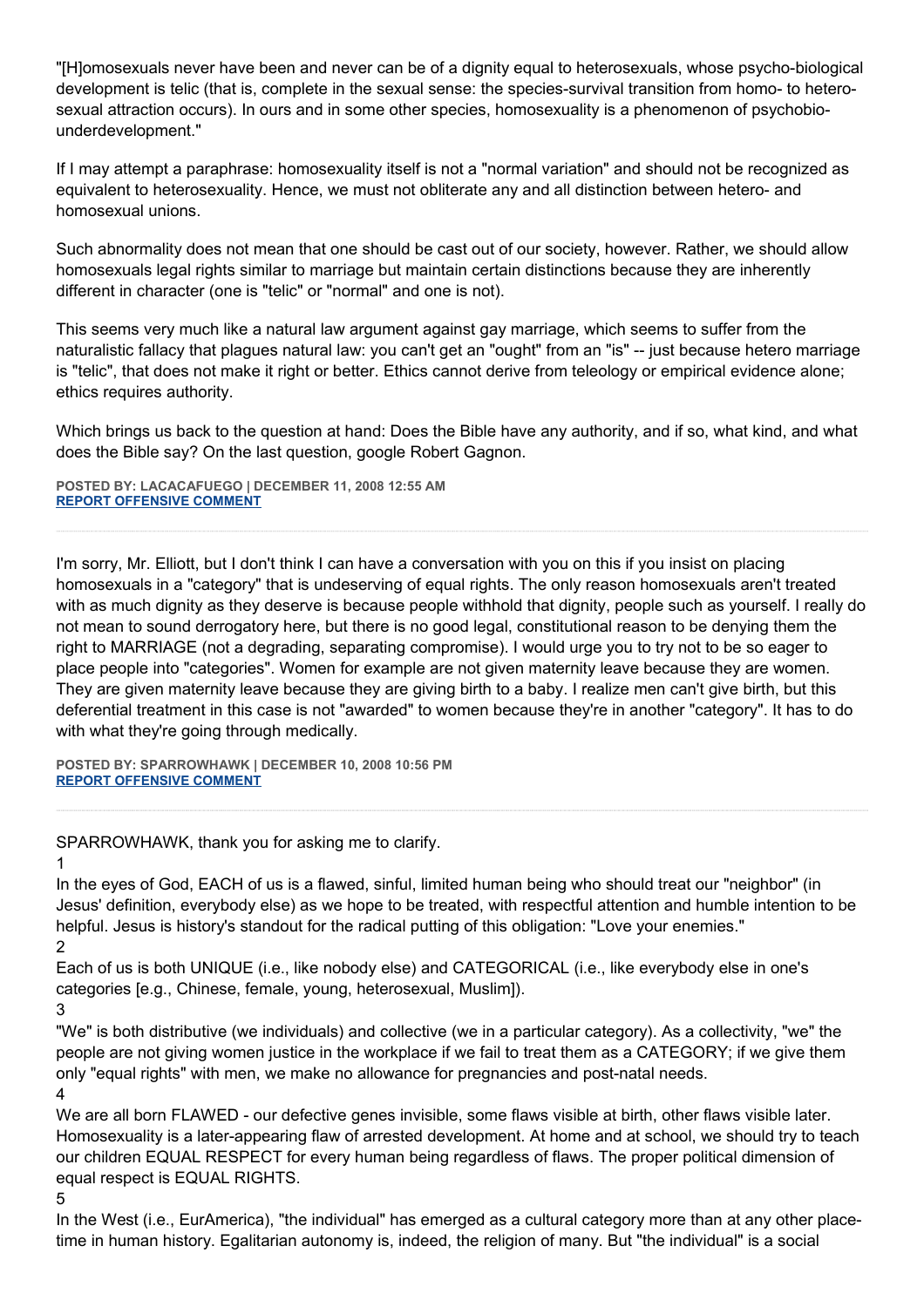"[H]omosexuals never have been and never can be of a dignity equal to heterosexuals, whose psycho-biological development is telic (that is, complete in the sexual sense: the species-survival transition from homo- to hetero-sexual attraction occurs). In ours and in some other species, homosexuality is a phenomenon of psychobio-underdevelopment."

If I may attempt a paraphrase: homosexuality itself is not a "normal variation" and should not be recognized as equivalent to heterosexuality. Hence, we must not obliterate any and all distinction between hetero- and homosexual unions.

Such abnormality does not mean that one should be cast out of our society, however. Rather, we should allow homosexuals legal rights similar to marriage but maintain certain distinctions because they are inherently different in character (one is "telic" or "normal" and one is not).

This seems very much like a natural law argument against gay marriage, which seems to suffer from the naturalistic fallacy that plagues natural law: you can't get an "ought" from an "is" -- just because hetero marriage is "telic", that does not make it right or better. Ethics cannot derive from teleology or empirical evidence alone; ethics requires authority.

Which brings us back to the question at hand: Does the Bible have any authority, and if so, what kind, and what does the Bible say? On the last question, google Robert Gagnon.

**POSTED BY: LACACAFUEGO | DECEMBER 11, 2008 12:55 AM**
**REPORT OFFENSIVE COMMENT**

---

I'm sorry, Mr. Elliott, but I don't think I can have a conversation with you on this if you insist on placing homosexuals in a "category" that is undeserving of equal rights. The only reason homosexuals aren't treated with as much dignity as they deserve is because people withhold that dignity, people such as yourself. I really do not mean to sound derrogatory here, but there is no good legal, constitutional reason to be denying them the right to MARRIAGE (not a degrading, separating compromise). I would urge you to try not to be so eager to place people into "categories". Women for example are not given maternity leave because they are women. They are given maternity leave because they are giving birth to a baby. I realize men can't give birth, but this deferential treatment in this case is not "awarded" to women because they're in another "category". It has to do with what they're going through medically.

**POSTED BY: SPARROWHAWK | DECEMBER 10, 2008 10:56 PM**
**REPORT OFFENSIVE COMMENT**

---

SPARROWHAWK, thank you for asking me to clarify.

1

In the eyes of God, EACH of us is a flawed, sinful, limited human being who should treat our "neighbor" (in Jesus' definition, everybody else) as we hope to be treated, with respectful attention and humble intention to be helpful. Jesus is history's standout for the radical putting of this obligation: "Love your enemies."

2

Each of us is both UNIQUE (i.e., like nobody else) and CATEGORICAL (i.e., like everybody else in one's categories [e.g., Chinese, female, young, heterosexual, Muslim]).

3

"We" is both distributive (we individuals) and collective (we in a particular category). As a collectivity, "we" the people are not giving women justice in the workplace if we fail to treat them as a CATEGORY; if we give them only "equal rights" with men, we make no allowance for pregnancies and post-natal needs.

4

We are all born FLAWED - our defective genes invisible, some flaws visible at birth, other flaws visible later. Homosexuality is a later-appearing flaw of arrested development. At home and at school, we should try to teach our children EQUAL RESPECT for every human being regardless of flaws. The proper political dimension of equal respect is EQUAL RIGHTS.

5

In the West (i.e., EurAmerica), "the individual" has emerged as a cultural category more than at any other place-time in human history. Egalitarian autonomy is, indeed, the religion of many. But "the individual" is a social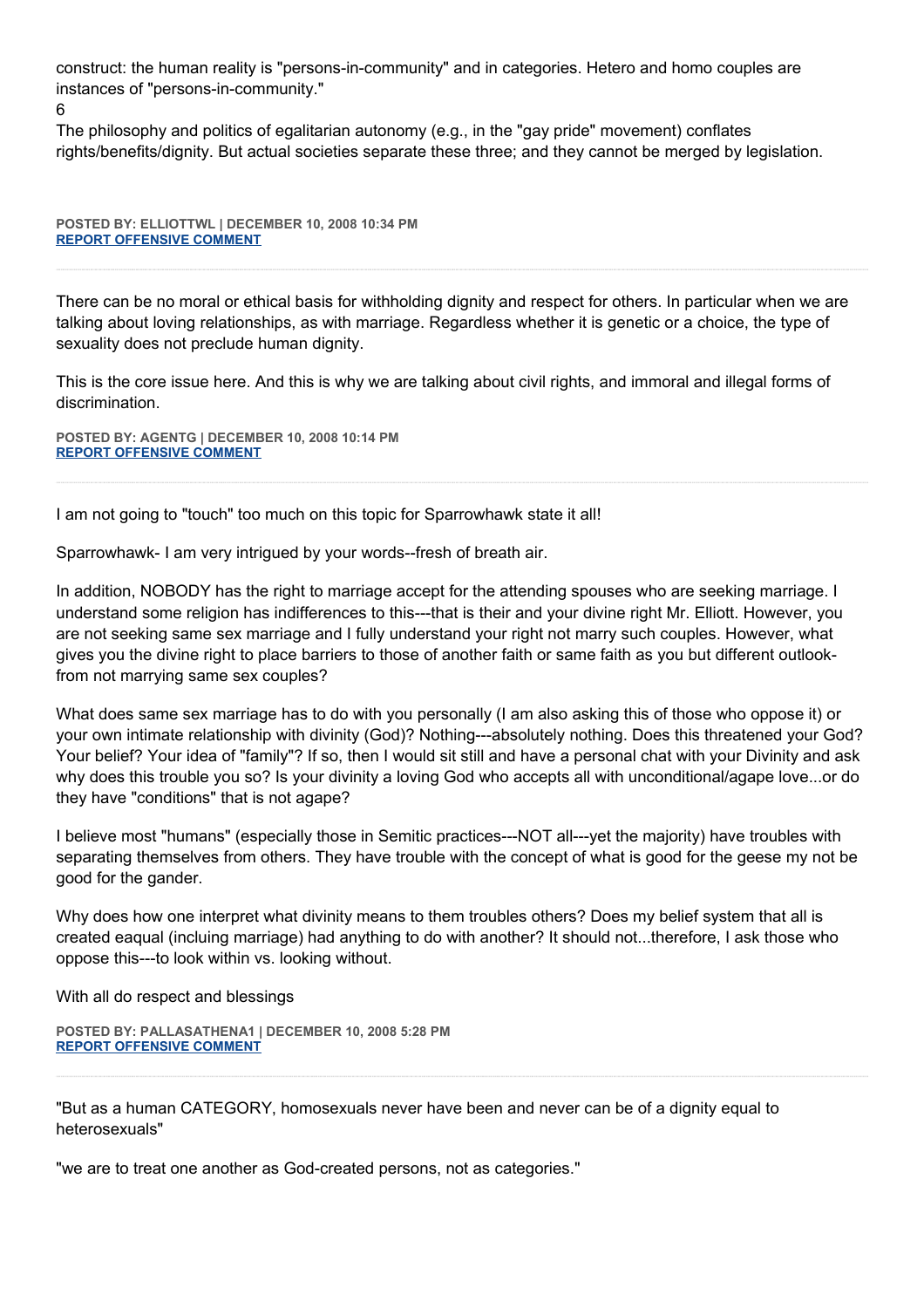construct: the human reality is "persons-in-community" and in categories. Hetero and homo couples are instances of "persons-in-community."

6

The philosophy and politics of egalitarian autonomy (e.g., in the "gay pride" movement) conflates rights/benefits/dignity. But actual societies separate these three; and they cannot be merged by legislation.

**POSTED BY: ELLIOTTWL | DECEMBER 10, 2008 10:34 PM**
**REPORT OFFENSIVE COMMENT**

---

There can be no moral or ethical basis for withholding dignity and respect for others. In particular when we are talking about loving relationships, as with marriage. Regardless whether it is genetic or a choice, the type of sexuality does not preclude human dignity.

This is the core issue here. And this is why we are talking about civil rights, and immoral and illegal forms of discrimination.

**POSTED BY: AGENTG | DECEMBER 10, 2008 10:14 PM**
**REPORT OFFENSIVE COMMENT**

---

I am not going to "touch" too much on this topic for Sparrowhawk state it all!

Sparrowhawk- I am very intrigued by your words--fresh of breath air.

In addition, NOBODY has the right to marriage accept for the attending spouses who are seeking marriage. I understand some religion has indifferences to this---that is their and your divine right Mr. Elliott. However, you are not seeking same sex marriage and I fully understand your right not marry such couples. However, what gives you the divine right to place barriers to those of another faith or same faith as you but different outlook- from not marrying same sex couples?

What does same sex marriage has to do with you personally (I am also asking this of those who oppose it) or your own intimate relationship with divinity (God)? Nothing---absolutely nothing. Does this threatened your God? Your belief? Your idea of "family"? If so, then I would sit still and have a personal chat with your Divinity and ask why does this trouble you so? Is your divinity a loving God who accepts all with unconditional/agape love...or do they have "conditions" that is not agape?

I believe most "humans" (especially those in Semitic practices---NOT all---yet the majority) have troubles with separating themselves from others. They have trouble with the concept of what is good for the geese my not be good for the gander.

Why does how one interpret what divinity means to them troubles others? Does my belief system that all is created eaqual (incluing marriage) had anything to do with another? It should not...therefore, I ask those who oppose this---to look within vs. looking without.

With all do respect and blessings

**POSTED BY: PALLASATHENA1 | DECEMBER 10, 2008 5:28 PM**
**REPORT OFFENSIVE COMMENT**

---

"But as a human CATEGORY, homosexuals never have been and never can be of a dignity equal to heterosexuals"

"we are to treat one another as God-created persons, not as categories."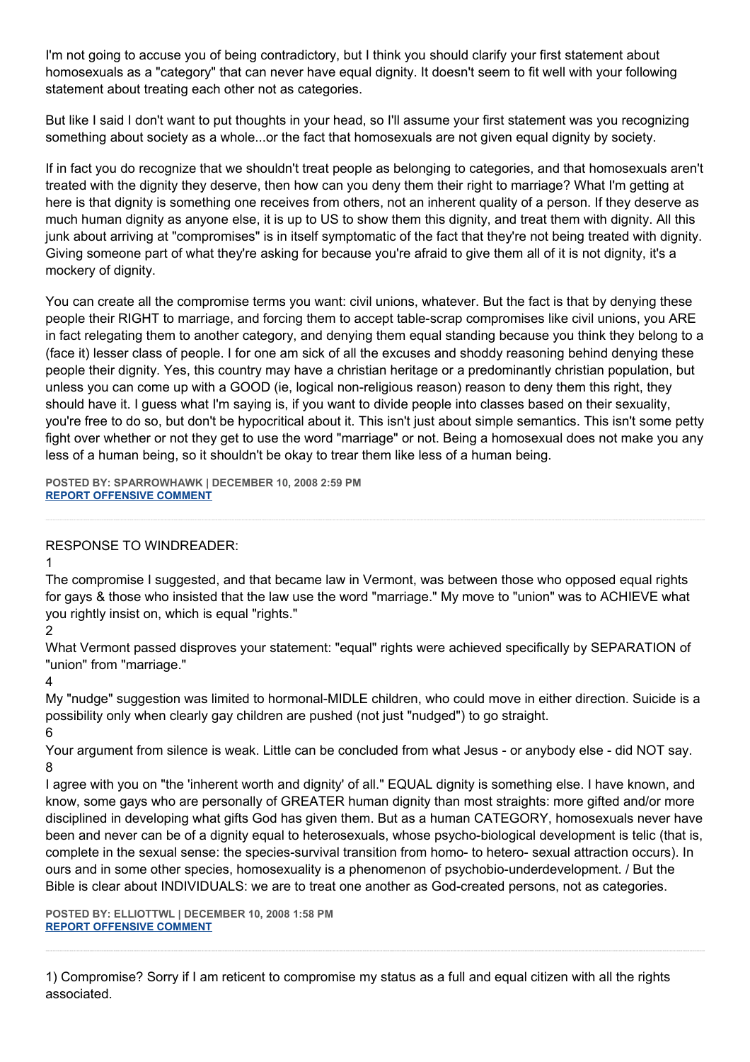I'm not going to accuse you of being contradictory, but I think you should clarify your first statement about homosexuals as a "category" that can never have equal dignity. It doesn't seem to fit well with your following statement about treating each other not as categories.

But like I said I don't want to put thoughts in your head, so I'll assume your first statement was you recognizing something about society as a whole...or the fact that homosexuals are not given equal dignity by society.

If in fact you do recognize that we shouldn't treat people as belonging to categories, and that homosexuals aren't treated with the dignity they deserve, then how can you deny them their right to marriage? What I'm getting at here is that dignity is something one receives from others, not an inherent quality of a person. If they deserve as much human dignity as anyone else, it is up to US to show them this dignity, and treat them with dignity. All this junk about arriving at "compromises" is in itself symptomatic of the fact that they're not being treated with dignity. Giving someone part of what they're asking for because you're afraid to give them all of it is not dignity, it's a mockery of dignity.

You can create all the compromise terms you want: civil unions, whatever. But the fact is that by denying these people their RIGHT to marriage, and forcing them to accept table-scrap compromises like civil unions, you ARE in fact relegating them to another category, and denying them equal standing because you think they belong to a (face it) lesser class of people. I for one am sick of all the excuses and shoddy reasoning behind denying these people their dignity. Yes, this country may have a christian heritage or a predominantly christian population, but unless you can come up with a GOOD (ie, logical non-religious reason) reason to deny them this right, they should have it. I guess what I'm saying is, if you want to divide people into classes based on their sexuality, you're free to do so, but don't be hypocritical about it. This isn't just about simple semantics. This isn't some petty fight over whether or not they get to use the word "marriage" or not. Being a homosexual does not make you any less of a human being, so it shouldn't be okay to trear them like less of a human being.

**POSTED BY: SPARROWHAWK | DECEMBER 10, 2008 2:59 PM**
**REPORT OFFENSIVE COMMENT**

---

RESPONSE TO WINDREADER:

1

The compromise I suggested, and that became law in Vermont, was between those who opposed equal rights for gays & those who insisted that the law use the word "marriage." My move to "union" was to ACHIEVE what you rightly insist on, which is equal "rights."

2

What Vermont passed disproves your statement: "equal" rights were achieved specifically by SEPARATION of "union" from "marriage."

4

My "nudge" suggestion was limited to hormonal-MIDLE children, who could move in either direction. Suicide is a possibility only when clearly gay children are pushed (not just "nudged") to go straight.

6

Your argument from silence is weak. Little can be concluded from what Jesus - or anybody else - did NOT say.

8

I agree with you on "the 'inherent worth and dignity' of all." EQUAL dignity is something else. I have known, and know, some gays who are personally of GREATER human dignity than most straights: more gifted and/or more disciplined in developing what gifts God has given them. But as a human CATEGORY, homosexuals never have been and never can be of a dignity equal to heterosexuals, whose psycho-biological development is telic (that is, complete in the sexual sense: the species-survival transition from homo- to hetero- sexual attraction occurs). In ours and in some other species, homosexuality is a phenomenon of psychobio-underdevelopment. / But the Bible is clear about INDIVIDUALS: we are to treat one another as God-created persons, not as categories.

**POSTED BY: ELLIOTTWL | DECEMBER 10, 2008 1:58 PM**
**REPORT OFFENSIVE COMMENT**

---

1) Compromise? Sorry if I am reticent to compromise my status as a full and equal citizen with all the rights associated.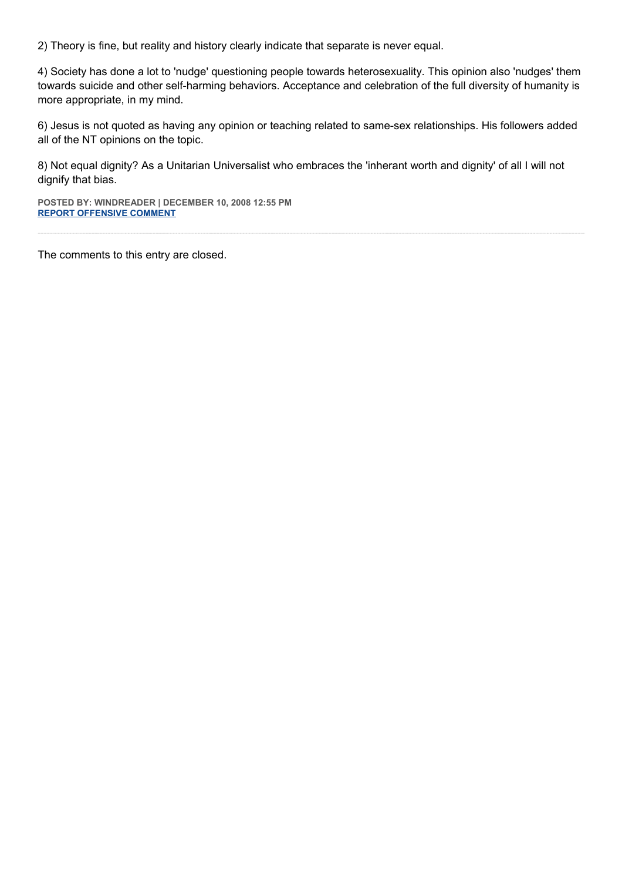2) Theory is fine, but reality and history clearly indicate that separate is never equal.

4) Society has done a lot to 'nudge' questioning people towards heterosexuality. This opinion also 'nudges' them towards suicide and other self-harming behaviors. Acceptance and celebration of the full diversity of humanity is more appropriate, in my mind.

6) Jesus is not quoted as having any opinion or teaching related to same-sex relationships. His followers added all of the NT opinions on the topic.

8) Not equal dignity? As a Unitarian Universalist who embraces the 'inherant worth and dignity' of all I will not dignify that bias.

**POSTED BY: WINDREADER | DECEMBER 10, 2008 12:55 PM**
**REPORT OFFENSIVE COMMENT**

---

The comments to this entry are closed.